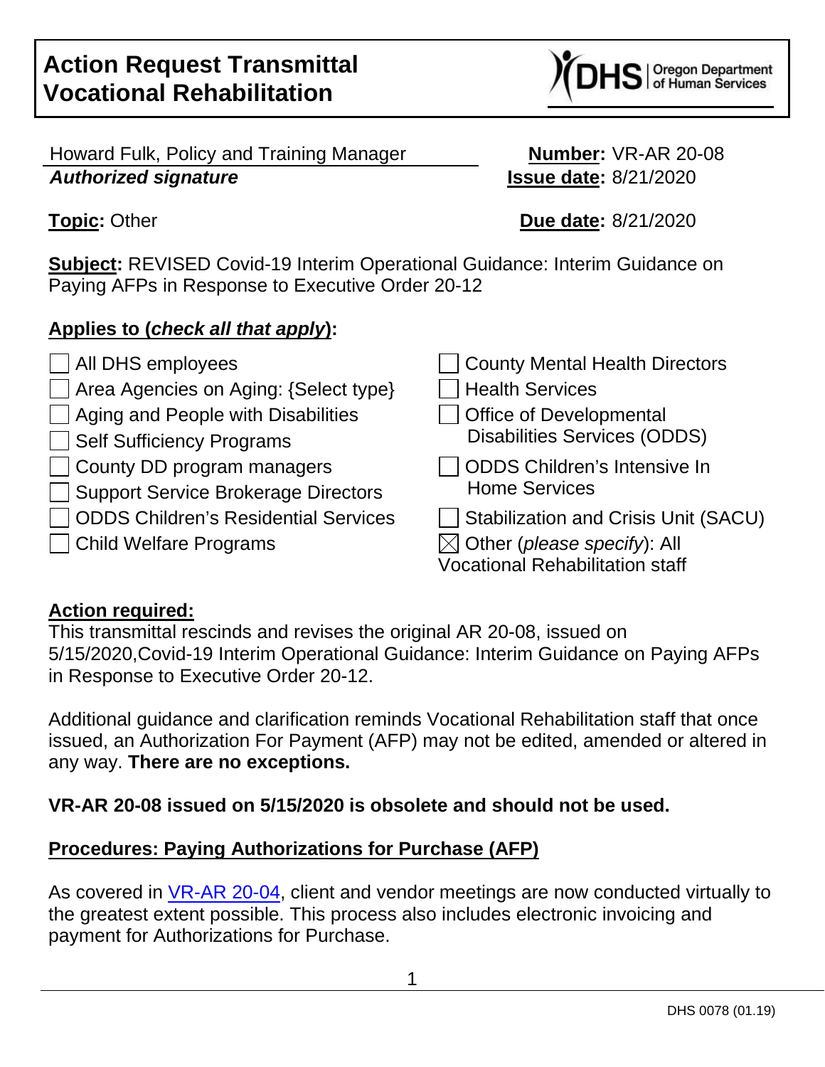# Action Request Transmittal
# Vocational Rehabilitation

DHS | Oregon Department of Human Services

Howard Fulk, Policy and Training Manager
***Authorized signature***

**Number:** VR-AR 20-08
**Issue date:** 8/21/2020

**Topic:** Other

**Due date:** 8/21/2020

**Subject:** REVISED Covid-19 Interim Operational Guidance: Interim Guidance on Paying AFPs in Response to Executive Order 20-12

**Applies to (*check all that apply*):**

- ☐ All DHS employees
- ☐ Area Agencies on Aging: {Select type}
- ☐ Aging and People with Disabilities
- ☐ Self Sufficiency Programs
- ☐ County DD program managers
- ☐ Support Service Brokerage Directors
- ☐ ODDS Children's Residential Services
- ☐ Child Welfare Programs
- ☐ County Mental Health Directors
- ☐ Health Services
- ☐ Office of Developmental Disabilities Services (ODDS)
- ☐ ODDS Children's Intensive In Home Services
- ☐ Stabilization and Crisis Unit (SACU)
- ☒ Other (*please specify*): All Vocational Rehabilitation staff

**Action required:**

This transmittal rescinds and revises the original AR 20-08, issued on 5/15/2020,Covid-19 Interim Operational Guidance: Interim Guidance on Paying AFPs in Response to Executive Order 20-12.

Additional guidance and clarification reminds Vocational Rehabilitation staff that once issued, an Authorization For Payment (AFP) may not be edited, amended or altered in any way. **There are no exceptions.**

**VR-AR 20-08 issued on 5/15/2020 is obsolete and should not be used.**

**Procedures: Paying Authorizations for Purchase (AFP)**

As covered in [VR-AR 20-04](), client and vendor meetings are now conducted virtually to the greatest extent possible. This process also includes electronic invoicing and payment for Authorizations for Purchase.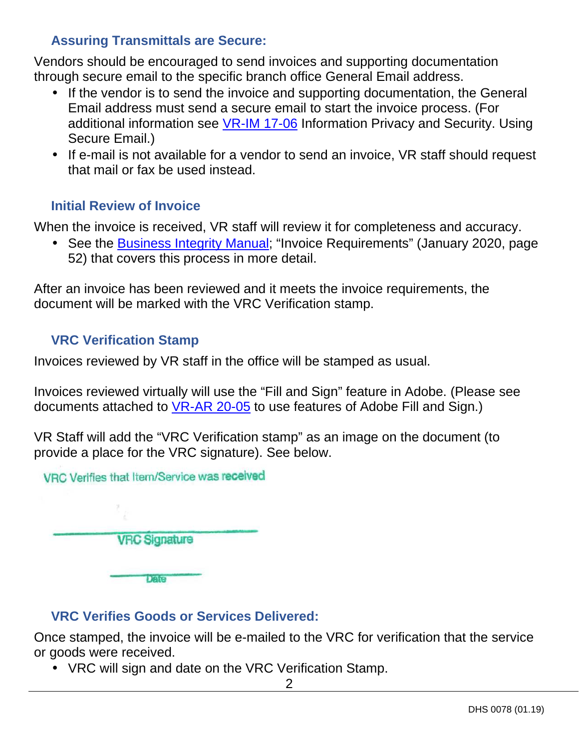### Assuring Transmittals are Secure:

Vendors should be encouraged to send invoices and supporting documentation through secure email to the specific branch office General Email address.

- If the vendor is to send the invoice and supporting documentation, the General Email address must send a secure email to start the invoice process. (For additional information see VR-IM 17-06 Information Privacy and Security. Using Secure Email.)
- If e-mail is not available for a vendor to send an invoice, VR staff should request that mail or fax be used instead.

### Initial Review of Invoice

When the invoice is received, VR staff will review it for completeness and accuracy.

- See the Business Integrity Manual; "Invoice Requirements" (January 2020, page 52) that covers this process in more detail.

After an invoice has been reviewed and it meets the invoice requirements, the document will be marked with the VRC Verification stamp.

### VRC Verification Stamp

Invoices reviewed by VR staff in the office will be stamped as usual.

Invoices reviewed virtually will use the "Fill and Sign" feature in Adobe. (Please see documents attached to VR-AR 20-05 to use features of Adobe Fill and Sign.)

VR Staff will add the "VRC Verification stamp" as an image on the document (to provide a place for the VRC signature). See below.

VRC Verifies that Item/Service was received

VRC Signature

Date

### VRC Verifies Goods or Services Delivered:

Once stamped, the invoice will be e-mailed to the VRC for verification that the service or goods were received.

- VRC will sign and date on the VRC Verification Stamp.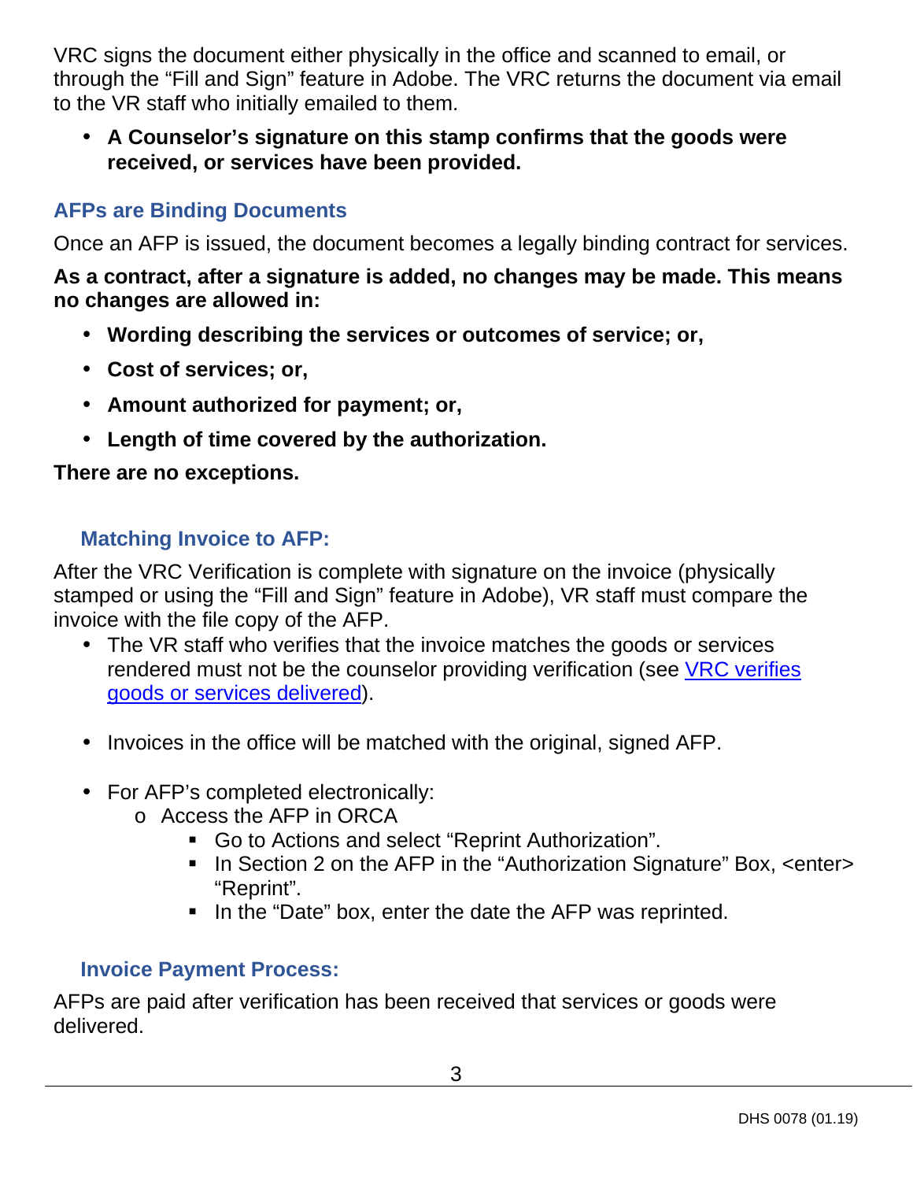VRC signs the document either physically in the office and scanned to email, or through the “Fill and Sign” feature in Adobe. The VRC returns the document via email to the VR staff who initially emailed to them.

- **A Counselor’s signature on this stamp confirms that the goods were received, or services have been provided.**

## AFPs are Binding Documents

Once an AFP is issued, the document becomes a legally binding contract for services.

**As a contract, after a signature is added, no changes may be made. This means no changes are allowed in:**

- **Wording describing the services or outcomes of service; or,**
- **Cost of services; or,**
- **Amount authorized for payment; or,**
- **Length of time covered by the authorization.**

**There are no exceptions.**

### Matching Invoice to AFP:

After the VRC Verification is complete with signature on the invoice (physically stamped or using the “Fill and Sign” feature in Adobe), VR staff must compare the invoice with the file copy of the AFP.

- The VR staff who verifies that the invoice matches the goods or services rendered must not be the counselor providing verification (see [VRC verifies goods or services delivered]).

- Invoices in the office will be matched with the original, signed AFP.

- For AFP’s completed electronically:
    - Access the AFP in ORCA
        - Go to Actions and select “Reprint Authorization”.
        - In Section 2 on the AFP in the “Authorization Signature” Box, <enter> “Reprint”.
        - In the “Date” box, enter the date the AFP was reprinted.

### Invoice Payment Process:

AFPs are paid after verification has been received that services or goods were delivered.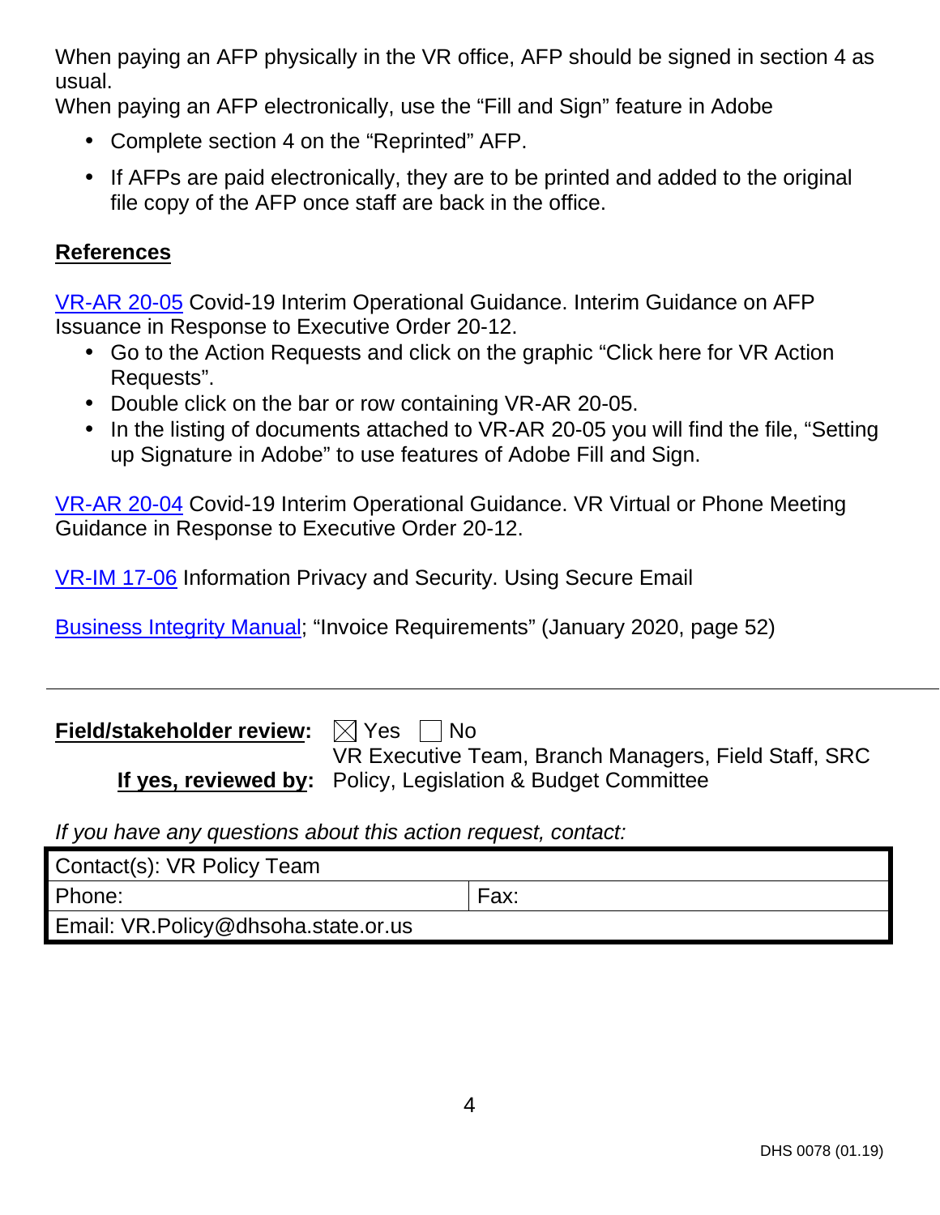When paying an AFP physically in the VR office, AFP should be signed in section 4 as usual.

When paying an AFP electronically, use the "Fill and Sign" feature in Adobe

- Complete section 4 on the "Reprinted" AFP.
- If AFPs are paid electronically, they are to be printed and added to the original file copy of the AFP once staff are back in the office.

**References**

VR-AR 20-05 Covid-19 Interim Operational Guidance. Interim Guidance on AFP Issuance in Response to Executive Order 20-12.

- Go to the Action Requests and click on the graphic "Click here for VR Action Requests".
- Double click on the bar or row containing VR-AR 20-05.
- In the listing of documents attached to VR-AR 20-05 you will find the file, "Setting up Signature in Adobe" to use features of Adobe Fill and Sign.

VR-AR 20-04 Covid-19 Interim Operational Guidance. VR Virtual or Phone Meeting Guidance in Response to Executive Order 20-12.

VR-IM 17-06 Information Privacy and Security. Using Secure Email

Business Integrity Manual; "Invoice Requirements" (January 2020, page 52)

---

**Field/stakeholder review:** ☒ Yes ☐ No

**If yes, reviewed by:** VR Executive Team, Branch Managers, Field Staff, SRC Policy, Legislation & Budget Committee

*If you have any questions about this action request, contact:*

| | |
|---|---|
| Contact(s): VR Policy Team | |
| Phone: | Fax: |
| Email: VR.Policy@dhsoha.state.or.us | |

DHS 0078 (01.19)